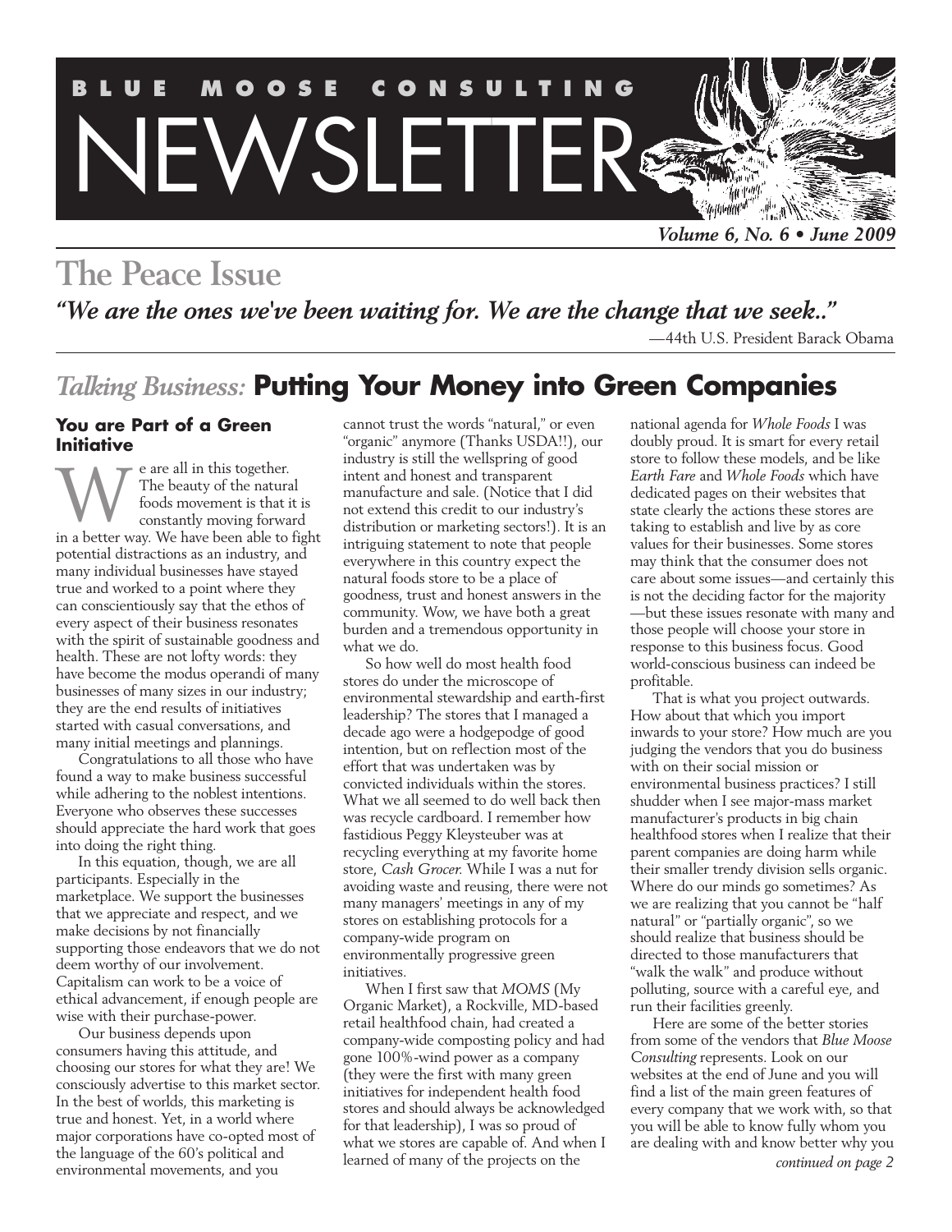# BLUE MOOSE CONSULTING NEWSLETTER

*Volume 6, No. 6 • June 2009*

## The Peace Issue

***"We are the ones we've been waiting for. We are the change that we seek.."***

—44th U.S. President Barack Obama

## *Talking Business:* Putting Your Money into Green Companies

### You are Part of a Green Initiative

We are all in this together. The beauty of the natural foods movement is that it is constantly moving forward in a better way. We have been able to fight potential distractions as an industry, and many individual businesses have stayed true and worked to a point where they can conscientiously say that the ethos of every aspect of their business resonates with the spirit of sustainable goodness and health. These are not lofty words: they have become the modus operandi of many businesses of many sizes in our industry; they are the end results of initiatives started with casual conversations, and many initial meetings and plannings.

Congratulations to all those who have found a way to make business successful while adhering to the noblest intentions. Everyone who observes these successes should appreciate the hard work that goes into doing the right thing.

In this equation, though, we are all participants. Especially in the marketplace. We support the businesses that we appreciate and respect, and we make decisions by not financially supporting those endeavors that we do not deem worthy of our involvement. Capitalism can work to be a voice of ethical advancement, if enough people are wise with their purchase-power.

Our business depends upon consumers having this attitude, and choosing our stores for what they are! We consciously advertise to this market sector. In the best of worlds, this marketing is true and honest. Yet, in a world where major corporations have co-opted most of the language of the 60's political and environmental movements, and you cannot trust the words "natural," or even "organic" anymore (Thanks USDA!!), our industry is still the wellspring of good intent and honest and transparent manufacture and sale. (Notice that I did not extend this credit to our industry's distribution or marketing sectors!). It is an intriguing statement to note that people everywhere in this country expect the natural foods store to be a place of goodness, trust and honest answers in the community. Wow, we have both a great burden and a tremendous opportunity in what we do.

So how well do most health food stores do under the microscope of environmental stewardship and earth-first leadership? The stores that I managed a decade ago were a hodgepodge of good intention, but on reflection most of the effort that was undertaken was by convicted individuals within the stores. What we all seemed to do well back then was recycle cardboard. I remember how fastidious Peggy Kleysteuber was at recycling everything at my favorite home store, *Cash Grocer.* While I was a nut for avoiding waste and reusing, there were not many managers' meetings in any of my stores on establishing protocols for a company-wide program on environmentally progressive green initiatives.

When I first saw that *MOMS* (My Organic Market), a Rockville, MD-based retail healthfood chain, had created a company-wide composting policy and had gone 100%-wind power as a company (they were the first with many green initiatives for independent health food stores and should always be acknowledged for that leadership), I was so proud of what we stores are capable of. And when I learned of many of the projects on the national agenda for *Whole Foods* I was doubly proud. It is smart for every retail store to follow these models, and be like *Earth Fare* and *Whole Foods* which have dedicated pages on their websites that state clearly the actions these stores are taking to establish and live by as core values for their businesses. Some stores may think that the consumer does not care about some issues—and certainly this is not the deciding factor for the majority—but these issues resonate with many and those people will choose your store in response to this business focus. Good world-conscious business can indeed be profitable.

That is what you project outwards. How about that which you import inwards to your store? How much are you judging the vendors that you do business with on their social mission or environmental business practices? I still shudder when I see major-mass market manufacturer's products in big chain healthfood stores when I realize that their parent companies are doing harm while their smaller trendy division sells organic. Where do our minds go sometimes? As we are realizing that you cannot be "half natural" or "partially organic", so we should realize that business should be directed to those manufacturers that "walk the walk" and produce without polluting, source with a careful eye, and run their facilities greenly.

Here are some of the better stories from some of the vendors that *Blue Moose Consulting* represents. Look on our websites at the end of June and you will find a list of the main green features of every company that we work with, so that you will be able to know fully whom you are dealing with and know better why you

*continued on page 2*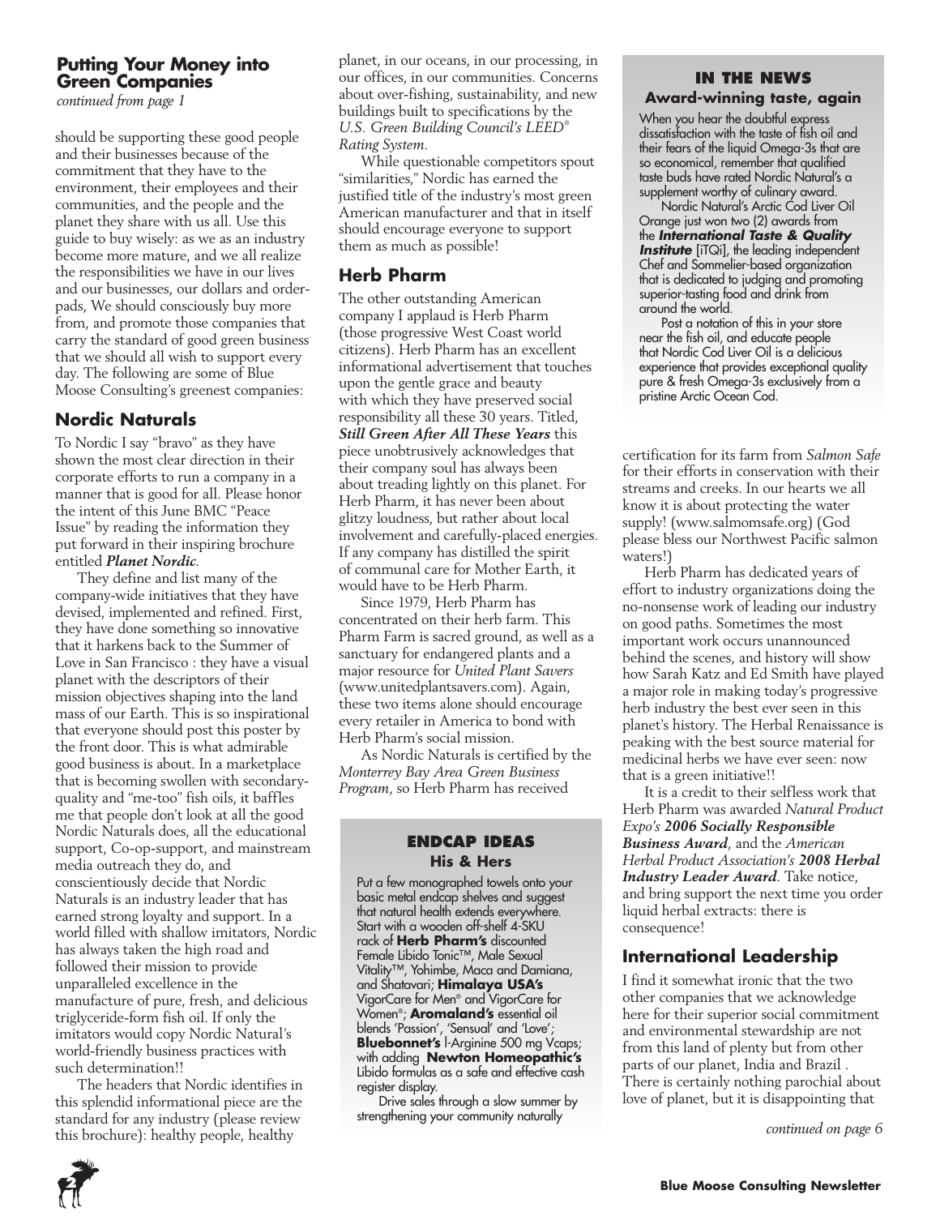## Putting Your Money into Green Companies

*continued from page 1*

should be supporting these good people and their businesses because of the commitment that they have to the environment, their employees and their communities, and the people and the planet they share with us all. Use this guide to buy wisely: as we as an industry become more mature, and we all realize the responsibilities we have in our lives and our businesses, our dollars and order-pads, We should consciously buy more from, and promote those companies that carry the standard of good green business that we should all wish to support every day. The following are some of Blue Moose Consulting's greenest companies:

### Nordic Naturals

To Nordic I say "bravo" as they have shown the most clear direction in their corporate efforts to run a company in a manner that is good for all. Please honor the intent of this June BMC "Peace Issue" by reading the information they put forward in their inspiring brochure entitled ***Planet Nordic***.

They define and list many of the company-wide initiatives that they have devised, implemented and refined. First, they have done something so innovative that it harkens back to the Summer of Love in San Francisco : they have a visual planet with the descriptors of their mission objectives shaping into the land mass of our Earth. This is so inspirational that everyone should post this poster by the front door. This is what admirable good business is about. In a marketplace that is becoming swollen with secondary-quality and "me-too" fish oils, it baffles me that people don't look at all the good Nordic Naturals does, all the educational support, Co-op-support, and mainstream media outreach they do, and conscientiously decide that Nordic Naturals is an industry leader that has earned strong loyalty and support. In a world filled with shallow imitators, Nordic has always taken the high road and followed their mission to provide unparalleled excellence in the manufacture of pure, fresh, and delicious triglyceride-form fish oil. If only the imitators would copy Nordic Natural's world-friendly business practices with such determination!!

The headers that Nordic identifies in this splendid informational piece are the standard for any industry (please review this brochure): healthy people, healthy planet, in our oceans, in our processing, in our offices, in our communities. Concerns about over-fishing, sustainability, and new buildings built to specifications by the *U.S. Green Building Council's LEED® Rating System*.

While questionable competitors spout "similarities," Nordic has earned the justified title of the industry's most green American manufacturer and that in itself should encourage everyone to support them as much as possible!

### Herb Pharm

The other outstanding American company I applaud is Herb Pharm (those progressive West Coast world citizens). Herb Pharm has an excellent informational advertisement that touches upon the gentle grace and beauty with which they have preserved social responsibility all these 30 years. Titled, ***Still Green After All These Years*** this piece unobtrusively acknowledges that their company soul has always been about treading lightly on this planet. For Herb Pharm, it has never been about glitzy loudness, but rather about local involvement and carefully-placed energies. If any company has distilled the spirit of communal care for Mother Earth, it would have to be Herb Pharm.

Since 1979, Herb Pharm has concentrated on their herb farm. This Pharm Farm is sacred ground, as well as a sanctuary for endangered plants and a major resource for *United Plant Savers* (www.unitedplantsavers.com). Again, these two items alone should encourage every retailer in America to bond with Herb Pharm's social mission.

As Nordic Naturals is certified by the *Monterrey Bay Area Green Business Program*, so Herb Pharm has received certification for its farm from *Salmon Safe* for their efforts in conservation with their streams and creeks. In our hearts we all know it is about protecting the water supply! (www.salmomsafe.org) (God please bless our Northwest Pacific salmon waters!)

Herb Pharm has dedicated years of effort to industry organizations doing the no-nonsense work of leading our industry on good paths. Sometimes the most important work occurs unannounced behind the scenes, and history will show how Sarah Katz and Ed Smith have played a major role in making today's progressive herb industry the best ever seen in this planet's history. The Herbal Renaissance is peaking with the best source material for medicinal herbs we have ever seen: now that is a green initiative!!

It is a credit to their selfless work that Herb Pharm was awarded *Natural Product Expo's* ***2006 Socially Responsible Business Award***, and the *American Herbal Product Association's* ***2008 Herbal Industry Leader Award***. Take notice, and bring support the next time you order liquid herbal extracts: there is consequence!

### International Leadership

I find it somewhat ironic that the two other companies that we acknowledge here for their superior social commitment and environmental stewardship are not from this land of plenty but from other parts of our planet, India and Brazil . There is certainly nothing parochial about love of planet, but it is disappointing that

*continued on page 6*

---

#### IN THE NEWS

**Award-winning taste, again**

When you hear the doubtful express dissatisfaction with the taste of fish oil and their fears of the liquid Omega-3s that are so economical, remember that qualified taste buds have rated Nordic Natural's a supplement worthy of culinary award.

Nordic Natural's Arctic Cod Liver Oil Orange just won two (2) awards from the ***International Taste & Quality Institute*** [iTQi], the leading independent Chef and Sommelier-based organization that is dedicated to judging and promoting superior-tasting food and drink from around the world.

Post a notation of this in your store near the fish oil, and educate people that Nordic Cod Liver Oil is a delicious experience that provides exceptional quality pure & fresh Omega-3s exclusively from a pristine Arctic Ocean Cod.

---

#### ENDCAP IDEAS

**His & Hers**

Put a few monographed towels onto your basic metal endcap shelves and suggest that natural health extends everywhere. Start with a wooden off-shelf 4-SKU rack of **Herb Pharm's** discounted Female Libido Tonic™, Male Sexual Vitality™, Yohimbe, Maca and Damiana, and Shatavari; **Himalaya USA's** VigorCare for Men® and VigorCare for Women®; **Aromaland's** essential oil blends 'Passion', 'Sensual' and 'Love'; **Bluebonnet's** l-Arginine 500 mg Vcaps; with adding **Newton Homeopathic's** Libido formulas as a safe and effective cash register display.

Drive sales through a slow summer by strengthening your community naturally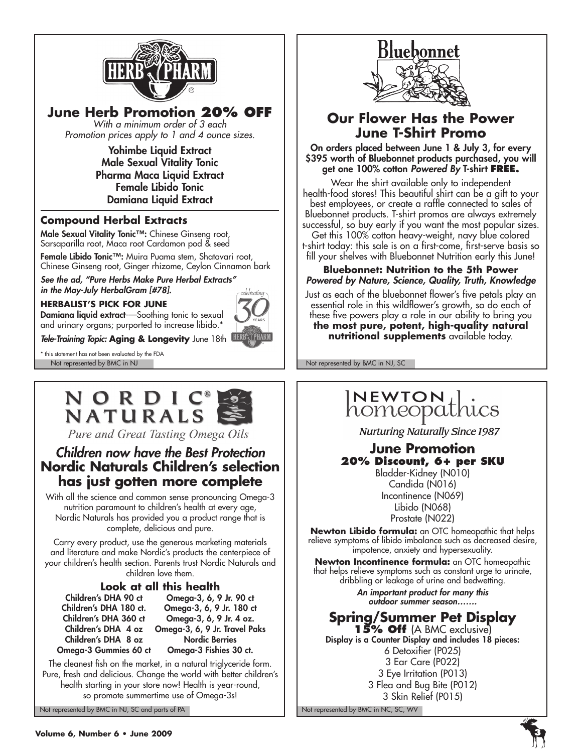## June Herb Promotion **20% OFF**

*With a minimum order of 3 each*
*Promotion prices apply to 1 and 4 ounce sizes.*

**Yohimbe Liquid Extract**
**Male Sexual Vitality Tonic**
**Pharma Maca Liquid Extract**
**Female Libido Tonic**
**Damiana Liquid Extract**

### Compound Herbal Extracts

**Male Sexual Vitality Tonic™:** Chinese Ginseng root, Sarsaparilla root, Maca root Cardamon pod & seed

**Female Libido Tonic™:** Muira Puama stem, Shatavari root, Chinese Ginseng root, Ginger rhizome, Ceylon Cinnamon bark

***See the ad, "Pure Herbs Make Pure Herbal Extracts" in the May-July HerbalGram [#78].***

**HERBALIST'S PICK FOR JUNE**

**Damiana liquid extract**—Soothing tonic to sexual and urinary organs; purported to increase libido.*

*Tele-Training Topic:* **Aging & Longevity** June 18th

celebrating 30 YEARS

* this statement has not been evaluated by the FDA

Not represented by BMC in NJ

## Our Flower Has the Power June T-Shirt Promo

**On orders placed between June 1 & July 3, for every $395 worth of Bluebonnet products purchased, you will get one 100% cotton *Powered By* T-shirt FREE.**

Wear the shirt available only to independent health-food stores! This beautiful shirt can be a gift to your best employees, or create a raffle connected to sales of Bluebonnet products. T-shirt promos are always extremely successful, so buy early if you want the most popular sizes. Get this 100% cotton heavy-weight, navy blue colored t-shirt today: this sale is on a first-come, first-serve basis so fill your shelves with Bluebonnet Nutrition early this June!

**Bluebonnet: Nutrition to the 5th Power**
***Powered by Nature, Science, Quality, Truth, Knowledge***

Just as each of the bluebonnet flower's five petals play an essential role in this wildflower's growth, so do each of these five powers play a role in our ability to bring you **the most pure, potent, high-quality natural nutritional supplements** available today.

Not represented by BMC in NJ, SC

NORDIC® NATURALS

*Pure and Great Tasting Omega Oils*

## *Children now have the Best Protection* Nordic Naturals Children's selection has just gotten more complete

With all the science and common sense pronouncing Omega-3 nutrition paramount to children's health at every age, Nordic Naturals has provided you a product range that is complete, delicious and pure.

Carry every product, use the generous marketing materials and literature and make Nordic's products the centerpiece of your children's health section. Parents trust Nordic Naturals and children love them.

### Look at all this health

| | |
|---|---|
| Children's DHA 90 ct | Omega-3, 6, 9 Jr. 90 ct |
| Children's DHA 180 ct. | Omega-3, 6, 9 Jr. 180 ct |
| Children's DHA 360 ct | Omega-3, 6, 9 Jr. 4 oz. |
| Children's DHA 4 oz | Omega-3, 6, 9 Jr. Travel Paks |
| Children's DHA 8 oz | Nordic Berries |
| Omega-3 Gummies 60 ct | Omega-3 Fishies 30 ct. |

The cleanest fish on the market, in a natural triglyceride form. Pure, fresh and delicious. Change the world with better children's health starting in your store now! Health is year-round, so promote summertime use of Omega-3s!

Not represented by BMC in NJ, SC and parts of PA

NEWTON homeopathics

*Nurturing Naturally Since 1987*

## June Promotion
### 20% Discount, 6+ per SKU

Bladder-Kidney (N010)
Candida (N016)
Incontinence (N069)
Libido (N068)
Prostate (N022)

**Newton Libido formula:** an OTC homeopathic that helps relieve symptoms of libido imbalance such as decreased desire, impotence, anxiety and hypersexuality.

**Newton Incontinence formula:** an OTC homeopathic that helps relieve symptoms such as constant urge to urinate, dribbling or leakage of urine and bedwetting.

***An important product for many this outdoor summer season.......***

## Spring/Summer Pet Display

**15% Off** (A BMC exclusive)

**Display is a Counter Display and includes 18 pieces:**

6 Detoxifier (P025)
3 Ear Care (P022)
3 Eye Irritation (P013)
3 Flea and Bug Bite (P012)
3 Skin Relief (P015)

Not represented by BMC in NC, SC, WV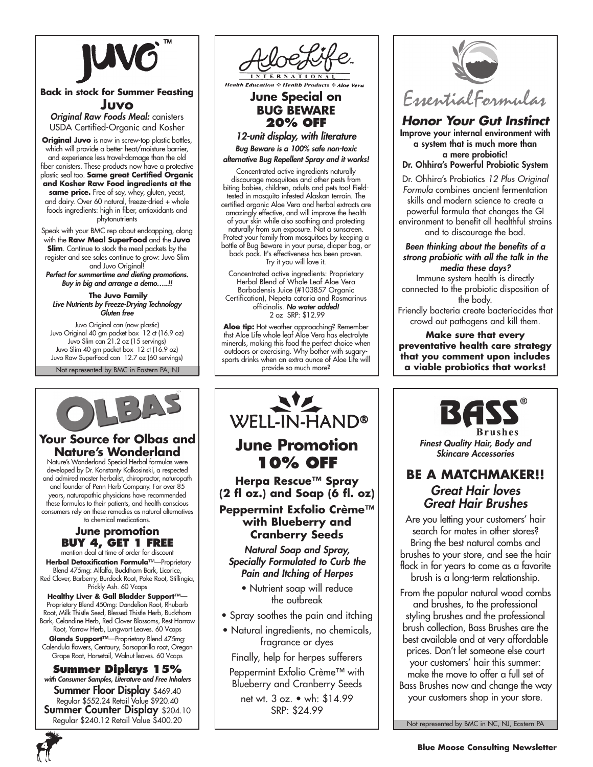# JUVO™

**Back in stock for Summer Feasting**

## Juvo

*Original Raw Foods Meal:* canisters
USDA Certified-Organic and Kosher

**Original Juvo** is now in screw-top plastic bottles, which will provide a better heat/moisture barrier, and experience less travel-damage than the old fiber canisters. These products now have a protective plastic seal too. **Same great Certified Organic and Kosher Raw Food ingredients at the same price.** Free of soy, whey, gluten, yeast, and dairy. Over 60 natural, freeze-dried + whole foods ingredients: high in fiber, antioxidants and phytonutrients

Speak with your BMC rep about endcapping, along with the **Raw Meal SuperFood** and the **Juvo Slim**. Continue to stock the meal packets by the register and see sales continue to grow: Juvo Slim and Juvo Original!

***Perfect for summertime and dieting promotions. Buy in big and arrange a demo…..!!***

**The Juvo Family**
***Live Nutrients by Freeze-Drying Technology***
***Gluten free***

Juvo Original can (now plastic)
Juvo Original 40 gm packet box 12 ct (16.9 oz)
Juvo Slim can 21.2 oz (15 servings)
Juvo Slim 40 gm packet box 12 ct (16.9 oz)
Juvo Raw SuperFood can 12.7 oz (60 servings)

Not represented by BMC in Eastern PA, NJ

---

# AloeLife™ International

*Health Education ❖ Health Products ❖ Aloe Vera*

## June Special on BUG BEWARE 20% OFF

*12-unit display, with literature*

***Bug Beware is a 100% safe non-toxic alternative Bug Repellent Spray and it works!***

Concentrated active ingredients naturally discourage mosquitoes and other pests from biting babies, children, adults and pets too! Field-tested in mosquito infested Alaskan terrain. The certified organic Aloe Vera and herbal extracts are amazingly effective, and will improve the health of your skin while also soothing and protecting naturally from sun exposure. Not a sunscreen. Protect your family from mosquitoes by keeping a bottle of Bug Beware in your purse, diaper bag, or back pack. It's effectiveness has been proven. Try it you will love it.

Concentrated active ingredients: Proprietary Herbal Blend of Whole Leaf Aloe Vera Barbadensis Juice (#103857 Organic Certification), Nepeta cataria and Rosmarinus officinalis. ***No water added!***
2 oz SRP: $12.99

**Aloe tip:** Hot weather approaching? Remember thst Aloe Life whole leaf Aloe Vera has electrolyte minerals, making this food the perfect choice when outdoors or exercising. Why bother with sugary-sports drinks when an extra ounce of Aloe Life will provide so much more?

---

# Essential Formulas

## *Honor Your Gut Instinct*

**Improve your internal environment with a system that is much more than a mere probiotic!**
**Dr. Ohhira's Powerful Probiotic System**

Dr. Ohhira's Probiotics *12 Plus Original Formula* combines ancient fermentation skills and modern science to create a powerful formula that changes the GI environment to benefit all healthful strains and to discourage the bad.

***Been thinking about the benefits of a strong probiotic with all the talk in the media these days?***

Immune system health is directly connected to the probiotic disposition of the body.
Friendly bacteria create bacteriocides that crowd out pathogens and kill them.

**Make sure that every preventative health care strategy that you comment upon includes a viable probiotics that works!**

---

# OLBAS

## Your Source for Olbas and Nature's Wonderland

Nature's Wonderland Special Herbal formulas were developed by Dr. Konstanty Kalkosinski, a respected and admired master herbalist, chiropractor, naturopath and founder of Penn Herb Company. For over 85 years, naturopathic physicians have recommended these formulas to their patients, and health conscious consumers rely on these remedies as natural alternatives to chemical medications.

### June promotion BUY 4, GET 1 FREE

mention deal at time of order for discount

**Herbal Detoxification Formula**™—Proprietary Blend 475mg: Alfalfa, Buckthorn Bark, Licorice, Red Clover, Barberry, Burdock Root, Poke Root, Stillingia, Prickly Ash. 60 Vcaps

**Healthy Liver & Gall Bladder Support**™—Proprietary Blend 450mg: Dandelion Root, Rhubarb Root, Milk Thistle Seed, Blessed Thistle Herb, Buckthorn Bark, Celandine Herb, Red Clover Blossoms, Rest Harrow Root, Yarrow Herb, Lungwort Leaves. 60 Vcaps

**Glands Support**™—Proprietary Blend 475mg: Calendula flowers, Centaury, Sarsaparilla root, Oregon Grape Root, Horsetail, Walnut leaves. 60 Vcaps

### Summer Diplays 15%

***with Consumer Samples, Literature and Free Inhalers***

**Summer Floor Display** $469.40
Regular $552.24 Retail Value $920.40
**Summer Counter Display** $204.10
Regular $240.12 Retail Value $400.20

---

# WELL-IN-HAND®

## June Promotion 10% OFF

**Herpa Rescue™ Spray (2 fl oz.) and Soap (6 fl. oz)**

**Peppermint Exfolio Crème™ with Blueberry and Cranberry Seeds**

***Natural Soap and Spray, Specially Formulated to Curb the Pain and Itching of Herpes***

- Nutrient soap will reduce the outbreak
- Spray soothes the pain and itching
- Natural ingredients, no chemicals, fragrance or dyes

Finally, help for herpes sufferers

Peppermint Exfolio Crème™ with Blueberry and Cranberry Seeds

net wt. 3 oz. • wh: $14.99
SRP: $24.99

---

# BASS® Brushes

***Finest Quality Hair, Body and Skincare Accessories***

## BE A MATCHMAKER!!

### *Great Hair loves Great Hair Brushes*

Are you letting your customers' hair search for mates in other stores? Bring the best natural combs and brushes to your store, and see the hair flock in for years to come as a favorite brush is a long-term relationship.

From the popular natural wood combs and brushes, to the professional styling brushes and the professional brush collection, Bass Brushes are the best available and at very affordable prices. Don't let someone else court your customers' hair this summer: make the move to offer a full set of Bass Brushes now and change the way your customers shop in your store.

Not represented by BMC in NC, NJ, Eastern PA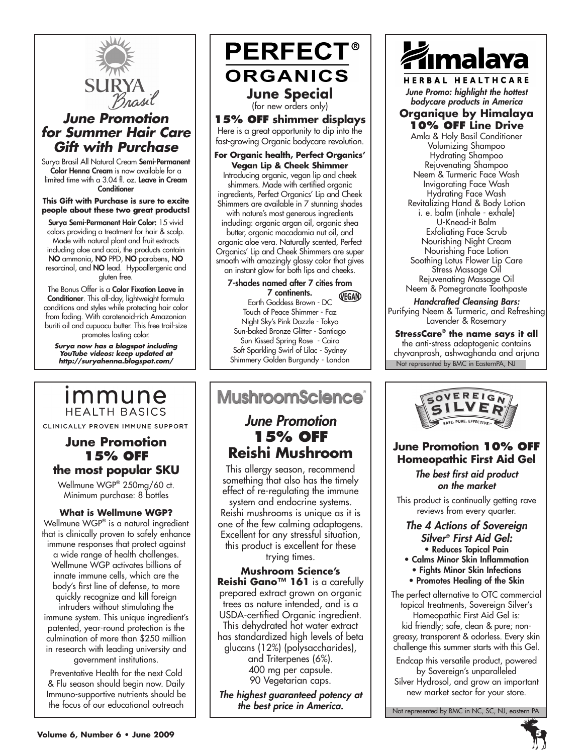## SURYA Brasil

### *June Promotion for Summer Hair Care Gift with Purchase*

Surya Brasil All Natural Cream **Semi-Permanent Color Henna Cream** is now available for a limited time with a 3.04 fl. oz. **Leave in Cream Conditioner**

**This Gift with Purchase is sure to excite people about these two great products!**

**Surya Semi-Permanent Hair Color:** 15 vivid colors providing a treatment for hair & scalp. Made with natural plant and fruit extracts including aloe and acai, the products contain **NO** ammonia, **NO** PPD, **NO** parabens, **NO** resorcinol, and **NO** lead. Hypoallergenic and gluten free.

The Bonus Offer is a **Color Fixation Leave in Conditioner**. This all-day, lightweight formula conditions and styles while protecting hair color from fading. With carotenoid-rich Amazonian buriti oil and cupuacu butter. This free trail-size promotes lasting color.

***Surya now has a blogspot including YouTube videos: keep updated at http://suryahenna.blogspot.com/***

## PERFECT® ORGANICS

### June Special

(for new orders only)

**15% OFF shimmer displays**

Here is a great opportunity to dip into the fast-growing Organic bodycare revolution.

**For Organic health, Perfect Organics' Vegan Lip & Cheek Shimmer**

Introducing organic, vegan lip and cheek shimmers. Made with certified organic ingredients, Perfect Organics' Lip and Cheek Shimmers are available in 7 stunning shades with nature's most generous ingredients including: organic argan oil, organic shea butter, organic macadamia nut oil, and organic aloe vera. Naturally scented, Perfect Organics' Lip and Cheek Shimmers are super smooth with amazingly glossy color that gives an instant glow for both lips and cheeks.

**7-shades named after 7 cities from 7 continents.** VEGAN

Earth Goddess Brown - DC
Touch of Peace Shimmer - Faz
Night Sky's Pink Dazzle - Tokyo
Sun-baked Bronze Glitter - Santiago
Sun Kissed Spring Rose - Cairo
Soft Sparkling Swirl of Lilac - Sydney
Shimmery Golden Burgundy - London

## Himalaya HERBAL HEALTHCARE

*June Promo: highlight the hottest bodycare products in America*

**Organique by Himalaya**
**10% OFF Line Drive**

Amla & Holy Basil Conditioner
Volumizing Shampoo
Hydrating Shampoo
Rejuvenating Shampoo
Neem & Turmeric Face Wash
Invigorating Face Wash
Hydrating Face Wash
Revitalizing Hand & Body Lotion
i. e. balm (inhale - exhale)
U-Knead-it Balm
Exfoliating Face Scrub
Nourishing Night Cream
Nourishing Face Lotion
Soothing Lotus Flower Lip Care
Stress Massage Oil
Rejuvenating Massage Oil
Neem & Pomegranate Toothpaste

***Handcrafted Cleansing Bars:***
Purifying Neem & Turmeric, and Refreshing Lavender & Rosemary

**StressCare® the name says it all**
the anti-stress adaptogenic contains chyvanprash, ashwaghanda and arjuna

Not represented by BMC in EasternPA, NJ

## immune HEALTH BASICS

CLINICALLY PROVEN IMMUNE SUPPORT

### June Promotion 15% OFF the most popular SKU

Wellmune WGP® 250mg/60 ct.
Minimum purchase: 8 bottles

**What is Wellmune WGP?**

Wellmune WGP® is a natural ingredient that is clinically proven to safely enhance immune responses that protect against a wide range of health challenges. Wellmune WGP activates billions of innate immune cells, which are the body's first line of defense, to more quickly recognize and kill foreign intruders without stimulating the immune system. This unique ingredient's patented, year-round protection is the culmination of more than $250 million in research with leading university and government institutions.

Preventative Health for the next Cold & Flu season should begin now. Daily Immuno-supportive nutrients should be the focus of our educational outreach

## MushroomScience®

### *June Promotion* 15% OFF Reishi Mushroom

This allergy season, recommend something that also has the timely effect of re-regulating the immune system and endocrine systems. Reishi mushrooms is unique as it is one of the few calming adaptogens. Excellent for any stressful situation, this product is excellent for these trying times.

**Mushroom Science's Reishi Gano™ 161** is a carefully prepared extract grown on organic trees as nature intended, and is a USDA-certified Organic ingredient. This dehydrated hot water extract has standardized high levels of beta glucans (12%) (polysaccharides), and Triterpenes (6%).
400 mg per capsule.
90 Vegetarian caps.

***The highest guaranteed potency at the best price in America.***

## SOVEREIGN SILVER

SAFE. PURE. EFFECTIVE.™

### June Promotion 10% OFF Homeopathic First Aid Gel

***The best first aid product on the market***

This product is continually getting rave reviews from every quarter.

***The 4 Actions of Sovereign Silver® First Aid Gel:***

- **Reduces Topical Pain**
- **Calms Minor Skin Inflammation**
- **Fights Minor Skin Infections**
- **Promotes Healing of the Skin**

The perfect alternative to OTC commercial topical treatments, Sovereign Silver's Homeopathic First Aid Gel is: kid friendly; safe, clean & pure; non-greasy, transparent & odorless. Every skin challenge this summer starts with this Gel.

Endcap this versatile product, powered by Sovereign's unparalleled Silver Hydrosol, and grow an important new market sector for your store.

Not represented by BMC in NC, SC, NJ, eastern PA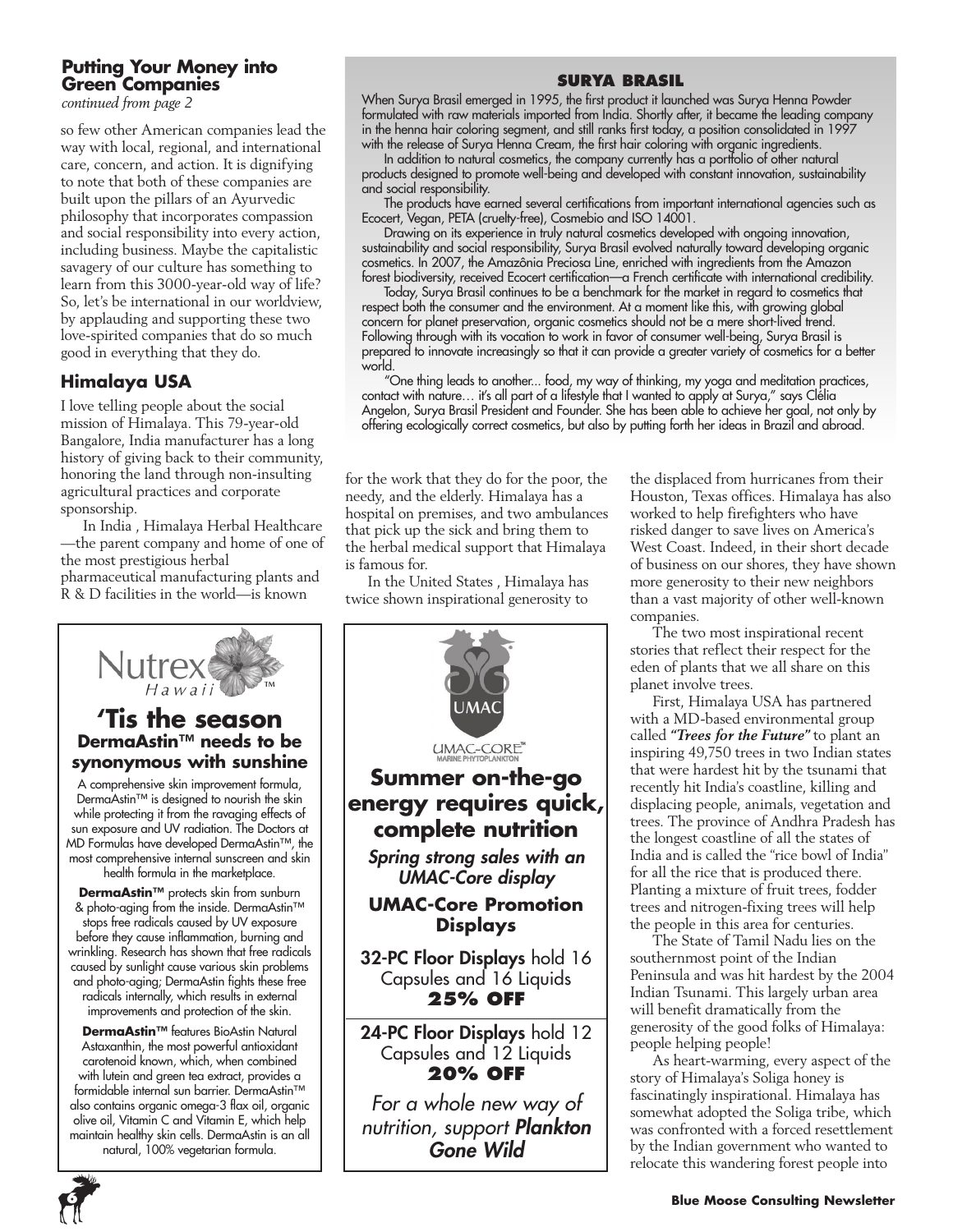## Putting Your Money into Green Companies

*continued from page 2*

so few other American companies lead the way with local, regional, and international care, concern, and action. It is dignifying to note that both of these companies are built upon the pillars of an Ayurvedic philosophy that incorporates compassion and social responsibility into every action, including business. Maybe the capitalistic savagery of our culture has something to learn from this 3000-year-old way of life? So, let's be international in our worldview, by applauding and supporting these two love-spirited companies that do so much good in everything that they do.

### Himalaya USA

I love telling people about the social mission of Himalaya. This 79-year-old Bangalore, India manufacturer has a long history of giving back to their community, honoring the land through non-insulting agricultural practices and corporate sponsorship.

In India , Himalaya Herbal Healthcare —the parent company and home of one of the most prestigious herbal pharmaceutical manufacturing plants and R & D facilities in the world—is known for the work that they do for the poor, the needy, and the elderly. Himalaya has a hospital on premises, and two ambulances that pick up the sick and bring them to the herbal medical support that Himalaya is famous for.

In the United States , Himalaya has twice shown inspirational generosity to the displaced from hurricanes from their Houston, Texas offices. Himalaya has also worked to help firefighters who have risked danger to save lives on America's West Coast. Indeed, in their short decade of business on our shores, they have shown more generosity to their new neighbors than a vast majority of other well-known companies.

The two most inspirational recent stories that reflect their respect for the eden of plants that we all share on this planet involve trees.

First, Himalaya USA has partnered with a MD-based environmental group called ***"Trees for the Future"*** to plant an inspiring 49,750 trees in two Indian states that were hardest hit by the tsunami that recently hit India's coastline, killing and displacing people, animals, vegetation and trees. The province of Andhra Pradesh has the longest coastline of all the states of India and is called the "rice bowl of India" for all the rice that is produced there. Planting a mixture of fruit trees, fodder trees and nitrogen-fixing trees will help the people in this area for centuries.

The State of Tamil Nadu lies on the southernmost point of the Indian Peninsula and was hit hardest by the 2004 Indian Tsunami. This largely urban area will benefit dramatically from the generosity of the good folks of Himalaya: people helping people!

As heart-warming, every aspect of the story of Himalaya's Soliga honey is fascinatingly inspirational. Himalaya has somewhat adopted the Soliga tribe, which was confronted with a forced resettlement by the Indian government who wanted to relocate this wandering forest people into

---

### SURYA BRASIL

When Surya Brasil emerged in 1995, the first product it launched was Surya Henna Powder formulated with raw materials imported from India. Shortly after, it became the leading company in the henna hair coloring segment, and still ranks first today, a position consolidated in 1997 with the release of Surya Henna Cream, the first hair coloring with organic ingredients.

In addition to natural cosmetics, the company currently has a portfolio of other natural products designed to promote well-being and developed with constant innovation, sustainability and social responsibility.

The products have earned several certifications from important international agencies such as Ecocert, Vegan, PETA (cruelty-free), Cosmebio and ISO 14001.

Drawing on its experience in truly natural cosmetics developed with ongoing innovation, sustainability and social responsibility, Surya Brasil evolved naturally toward developing organic cosmetics. In 2007, the Amazônia Preciosa Line, enriched with ingredients from the Amazon forest biodiversity, received Ecocert certification—a French certificate with international credibility.

Today, Surya Brasil continues to be a benchmark for the market in regard to cosmetics that respect both the consumer and the environment. At a moment like this, with growing global concern for planet preservation, organic cosmetics should not be a mere short-lived trend. Following through with its vocation to work in favor of consumer well-being, Surya Brasil is prepared to innovate increasingly so that it can provide a greater variety of cosmetics for a better world.

"One thing leads to another... food, my way of thinking, my yoga and meditation practices, contact with nature… it's all part of a lifestyle that I wanted to apply at Surya," says Clélia Angelon, Surya Brasil President and Founder. She has been able to achieve her goal, not only by offering ecologically correct cosmetics, but also by putting forth her ideas in Brazil and abroad.

---

Nutrex Hawaii™

## 'Tis the season
### DermaAstin™ needs to be synonymous with sunshine

A comprehensive skin improvement formula, DermaAstin™ is designed to nourish the skin while protecting it from the ravaging effects of sun exposure and UV radiation. The Doctors at MD Formulas have developed DermaAstin™, the most comprehensive internal sunscreen and skin health formula in the marketplace.

**DermaAstin™** protects skin from sunburn & photo-aging from the inside. DermaAstin™ stops free radicals caused by UV exposure before they cause inflammation, burning and wrinkling. Research has shown that free radicals caused by sunlight cause various skin problems and photo-aging; DermaAstin fights these free radicals internally, which results in external improvements and protection of the skin.

**DermaAstin™** features BioAstin Natural Astaxanthin, the most powerful antioxidant carotenoid known, which, when combined with lutein and green tea extract, provides a formidable internal sun barrier. DermaAstin™ also contains organic omega-3 flax oil, organic olive oil, Vitamin C and Vitamin E, which help maintain healthy skin cells. DermaAstin is an all natural, 100% vegetarian formula.

---

UMAC

UMAC-CORE™ MARINE PHYTOPLANKTON

## Summer on-the-go energy requires quick, complete nutrition

*Spring strong sales with an UMAC-Core display*

**UMAC-Core Promotion Displays**

**32-PC Floor Displays** hold 16 Capsules and 16 Liquids **25% OFF**

**24-PC Floor Displays** hold 12 Capsules and 12 Liquids **20% OFF**

*For a whole new way of nutrition, support* ***Plankton Gone Wild***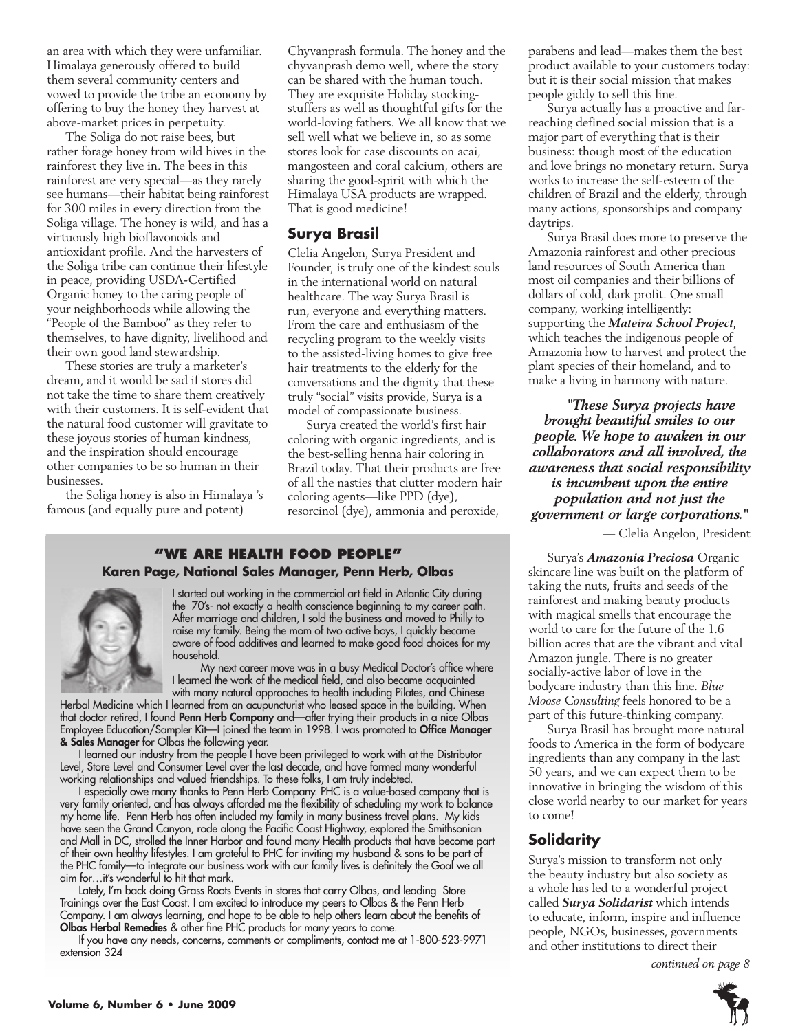an area with which they were unfamiliar. Himalaya generously offered to build them several community centers and vowed to provide the tribe an economy by offering to buy the honey they harvest at above-market prices in perpetuity.

The Soliga do not raise bees, but rather forage honey from wild hives in the rainforest they live in. The bees in this rainforest are very special—as they rarely see humans—their habitat being rainforest for 300 miles in every direction from the Soliga village. The honey is wild, and has a virtuously high bioflavonoids and antioxidant profile. And the harvesters of the Soliga tribe can continue their lifestyle in peace, providing USDA-Certified Organic honey to the caring people of your neighborhoods while allowing the "People of the Bamboo" as they refer to themselves, to have dignity, livelihood and their own good land stewardship.

These stories are truly a marketer's dream, and it would be sad if stores did not take the time to share them creatively with their customers. It is self-evident that the natural food customer will gravitate to these joyous stories of human kindness, and the inspiration should encourage other companies to be so human in their businesses.

the Soliga honey is also in Himalaya 's famous (and equally pure and potent) Chyvanprash formula. The honey and the chyvanprash demo well, where the story can be shared with the human touch. They are exquisite Holiday stocking-stuffers as well as thoughtful gifts for the world-loving fathers. We all know that we sell well what we believe in, so as some stores look for case discounts on acai, mangosteen and coral calcium, others are sharing the good-spirit with which the Himalaya USA products are wrapped. That is good medicine!

## Surya Brasil

Clelia Angelon, Surya President and Founder, is truly one of the kindest souls in the international world on natural healthcare. The way Surya Brasil is run, everyone and everything matters. From the care and enthusiasm of the recycling program to the weekly visits to the assisted-living homes to give free hair treatments to the elderly for the conversations and the dignity that these truly "social" visits provide, Surya is a model of compassionate business.

Surya created the world's first hair coloring with organic ingredients, and is the best-selling henna hair coloring in Brazil today. That their products are free of all the nasties that clutter modern hair coloring agents—like PPD (dye), resorcinol (dye), ammonia and peroxide, parabens and lead—makes them the best product available to your customers today: but it is their social mission that makes people giddy to sell this line.

Surya actually has a proactive and far-reaching defined social mission that is a major part of everything that is their business: though most of the education and love brings no monetary return. Surya works to increase the self-esteem of the children of Brazil and the elderly, through many actions, sponsorships and company daytrips.

Surya Brasil does more to preserve the Amazonia rainforest and other precious land resources of South America than most oil companies and their billions of dollars of cold, dark profit. One small company, working intelligently: supporting the ***Mateira School Project***, which teaches the indigenous people of Amazonia how to harvest and protect the plant species of their homeland, and to make a living in harmony with nature.

> ***"These Surya projects have brought beautiful smiles to our people. We hope to awaken in our collaborators and all involved, the awareness that social responsibility is incumbent upon the entire population and not just the government or large corporations."***
>
> — Clelia Angelon, President

Surya's ***Amazonia Preciosa*** Organic skincare line was built on the platform of taking the nuts, fruits and seeds of the rainforest and making beauty products with magical smells that encourage the world to care for the future of the 1.6 billion acres that are the vibrant and vital Amazon jungle. There is no greater socially-active labor of love in the bodycare industry than this line. *Blue Moose Consulting* feels honored to be a part of this future-thinking company.

Surya Brasil has brought more natural foods to America in the form of bodycare ingredients than any company in the last 50 years, and we can expect them to be innovative in bringing the wisdom of this close world nearby to our market for years to come!

## Solidarity

Surya's mission to transform not only the beauty industry but also society as a whole has led to a wonderful project called ***Surya Solidarist*** which intends to educate, inform, inspire and influence people, NGOs, businesses, governments and other institutions to direct their

*continued on page 8*

---

### "WE ARE HEALTH FOOD PEOPLE"

**Karen Page, National Sales Manager, Penn Herb, Olbas**

I started out working in the commercial art field in Atlantic City during the 70's- not exactly a health conscience beginning to my career path. After marriage and children, I sold the business and moved to Philly to raise my family. Being the mom of two active boys, I quickly became aware of food additives and learned to make good food choices for my household.

My next career move was in a busy Medical Doctor's office where I learned the work of the medical field, and also became acquainted with many natural approaches to health including Pilates, and Chinese Herbal Medicine which I learned from an acupuncturist who leased space in the building. When that doctor retired, I found **Penn Herb Company** and—after trying their products in a nice Olbas Employee Education/Sampler Kit—I joined the team in 1998. I was promoted to **Office Manager & Sales Manager** for Olbas the following year.

I learned our industry from the people I have been privileged to work with at the Distributor Level, Store Level and Consumer Level over the last decade, and have formed many wonderful working relationships and valued friendships. To these folks, I am truly indebted.

I especially owe many thanks to Penn Herb Company. PHC is a value-based company that is very family oriented, and has always afforded me the flexibility of scheduling my work to balance my home life. Penn Herb has often included my family in many business travel plans. My kids have seen the Grand Canyon, rode along the Pacific Coast Highway, explored the Smithsonian and Mall in DC, strolled the Inner Harbor and found many Health products that have become part of their own healthy lifestyles. I am grateful to PHC for inviting my husband & sons to be part of the PHC family—to integrate our business work with our family lives is definitely the Goal we all aim for…it's wonderful to hit that mark.

Lately, I'm back doing Grass Roots Events in stores that carry Olbas, and leading Store Trainings over the East Coast. I am excited to introduce my peers to Olbas & the Penn Herb Company. I am always learning, and hope to be able to help others learn about the benefits of **Olbas Herbal Remedies** & other fine PHC products for many years to come.

If you have any needs, concerns, comments or compliments, contact me at 1-800-523-9971 extension 324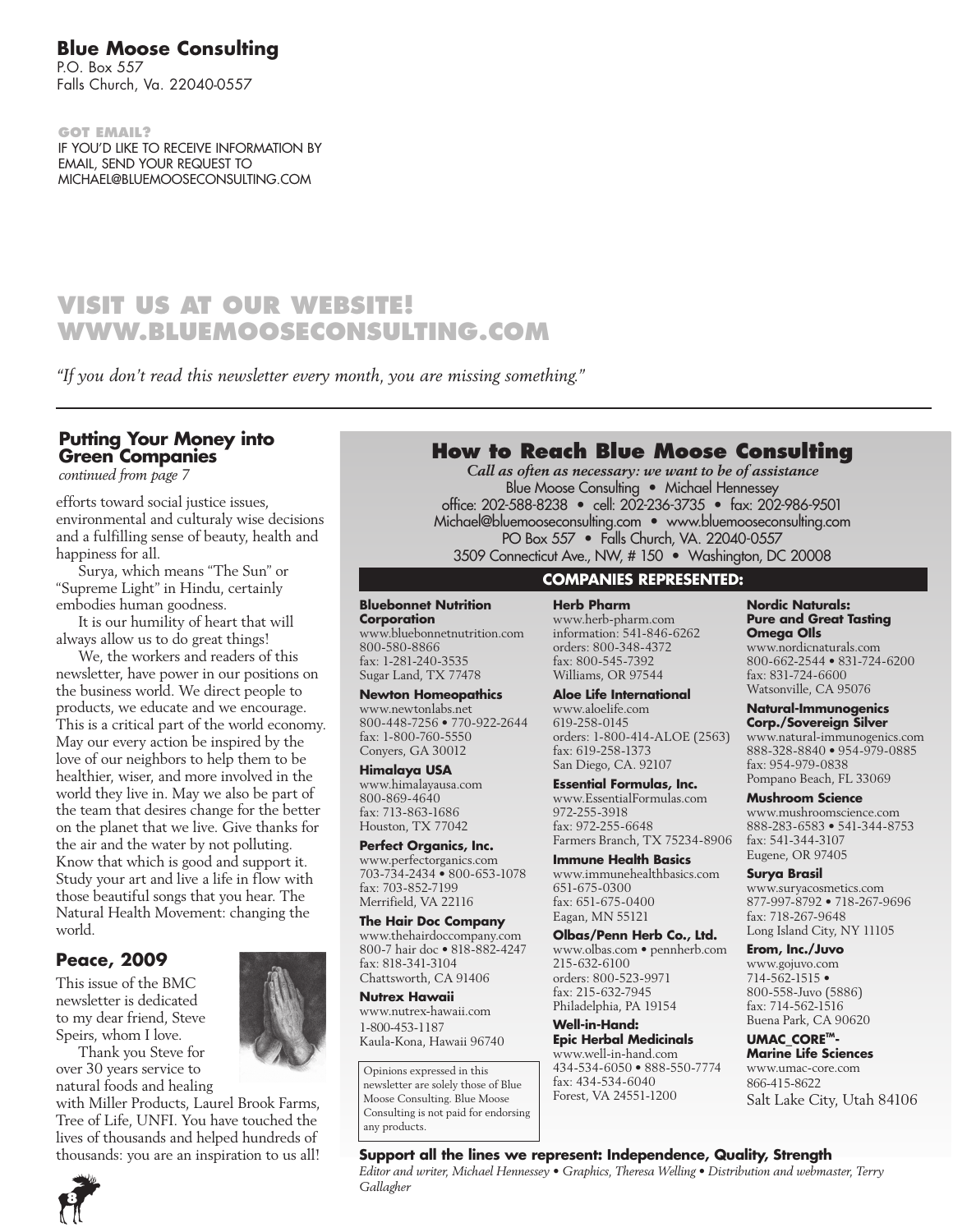**Blue Moose Consulting**
P.O. Box 557
Falls Church, Va. 22040-0557

**GOT EMAIL?**
IF YOU'D LIKE TO RECEIVE INFORMATION BY EMAIL, SEND YOUR REQUEST TO MICHAEL@BLUEMOOSECONSULTING.COM

## VISIT US AT OUR WEBSITE! WWW.BLUEMOOSECONSULTING.COM

*"If you don't read this newsletter every month, you are missing something."*

---

### Putting Your Money into Green Companies

*continued from page 7*

efforts toward social justice issues, environmental and culturaly wise decisions and a fulfilling sense of beauty, health and happiness for all.

Surya, which means "The Sun" or "Supreme Light" in Hindu, certainly embodies human goodness.

It is our humility of heart that will always allow us to do great things!

We, the workers and readers of this newsletter, have power in our positions on the business world. We direct people to products, we educate and we encourage. This is a critical part of the world economy. May our every action be inspired by the love of our neighbors to help them to be healthier, wiser, and more involved in the world they live in. May we also be part of the team that desires change for the better on the planet that we live. Give thanks for the air and the water by not polluting. Know that which is good and support it. Study your art and live a life in flow with those beautiful songs that you hear. The Natural Health Movement: changing the world.

### Peace, 2009

This issue of the BMC newsletter is dedicated to my dear friend, Steve Speirs, whom I love.

Thank you Steve for over 30 years service to natural foods and healing with Miller Products, Laurel Brook Farms, Tree of Life, UNFI. You have touched the lives of thousands and helped hundreds of thousands: you are an inspiration to us all!

## How to Reach Blue Moose Consulting

*Call as often as necessary: we want to be of assistance*

Blue Moose Consulting • Michael Hennessey
office: 202-588-8238 • cell: 202-236-3735 • fax: 202-986-9501
Michael@bluemooseconsulting.com • www.bluemooseconsulting.com
PO Box 557 • Falls Church, VA. 22040-0557
3509 Connecticut Ave., NW, # 150 • Washington, DC 20008

### COMPANIES REPRESENTED:

**Bluebonnet Nutrition Corporation**
www.bluebonnetnutrition.com
800-580-8866
fax: 1-281-240-3535
Sugar Land, TX 77478

**Newton Homeopathics**
www.newtonlabs.net
800-448-7256 • 770-922-2644
fax: 1-800-760-5550
Conyers, GA 30012

**Himalaya USA**
www.himalayausa.com
800-869-4640
fax: 713-863-1686
Houston, TX 77042

**Perfect Organics, Inc.**
www.perfectorganics.com
703-734-2434 • 800-653-1078
fax: 703-852-7199
Merrifield, VA 22116

**The Hair Doc Company**
www.thehairdoccompany.com
800-7 hair doc • 818-882-4247
fax: 818-341-3104
Chattsworth, CA 91406

**Nutrex Hawaii**
www.nutrex-hawaii.com
1-800-453-1187
Kaula-Kona, Hawaii 96740

**Herb Pharm**
www.herb-pharm.com
information: 541-846-6262
orders: 800-348-4372
fax: 800-545-7392
Williams, OR 97544

**Aloe Life International**
www.aloelife.com
619-258-0145
orders: 1-800-414-ALOE (2563)
fax: 619-258-1373
San Diego, CA. 92107

**Essential Formulas, Inc.**
www.EssentialFormulas.com
972-255-3918
fax: 972-255-6648
Farmers Branch, TX 75234-8906

**Immune Health Basics**
www.immunehealthbasics.com
651-675-0300
fax: 651-675-0400
Eagan, MN 55121

**Olbas/Penn Herb Co., Ltd.**
www.olbas.com • pennherb.com
215-632-6100
orders: 800-523-9971
fax: 215-632-7945
Philadelphia, PA 19154

**Well-in-Hand: Epic Herbal Medicinals**
www.well-in-hand.com
434-534-6050 • 888-550-7774
fax: 434-534-6040
Forest, VA 24551-1200

**Nordic Naturals: Pure and Great Tasting Omega OIls**
www.nordicnaturals.com
800-662-2544 • 831-724-6200
fax: 831-724-6600
Watsonville, CA 95076

**Natural-Immunogenics Corp./Sovereign Silver**
www.natural-immunogenics.com
888-328-8840 • 954-979-0885
fax: 954-979-0838
Pompano Beach, FL 33069

**Mushroom Science**
www.mushroomscience.com
888-283-6583 • 541-344-8753
fax: 541-344-3107
Eugene, OR 97405

**Surya Brasil**
www.suryacosmetics.com
877-997-8792 • 718-267-9696
fax: 718-267-9648
Long Island City, NY 11105

**Erom, Inc./Juvo**
www.gojuvo.com
714-562-1515 •
800-558-Juvo (5886)
fax: 714-562-1516
Buena Park, CA 90620

**UMAC_CORE™- Marine Life Sciences**
www.umac-core.com
866-415-8622
Salt Lake City, Utah 84106

Opinions expressed in this newsletter are solely those of Blue Moose Consulting. Blue Moose Consulting is not paid for endorsing any products.

**Support all the lines we represent: Independence, Quality, Strength**

*Editor and writer, Michael Hennessey • Graphics, Theresa Welling • Distribution and webmaster, Terry Gallagher*